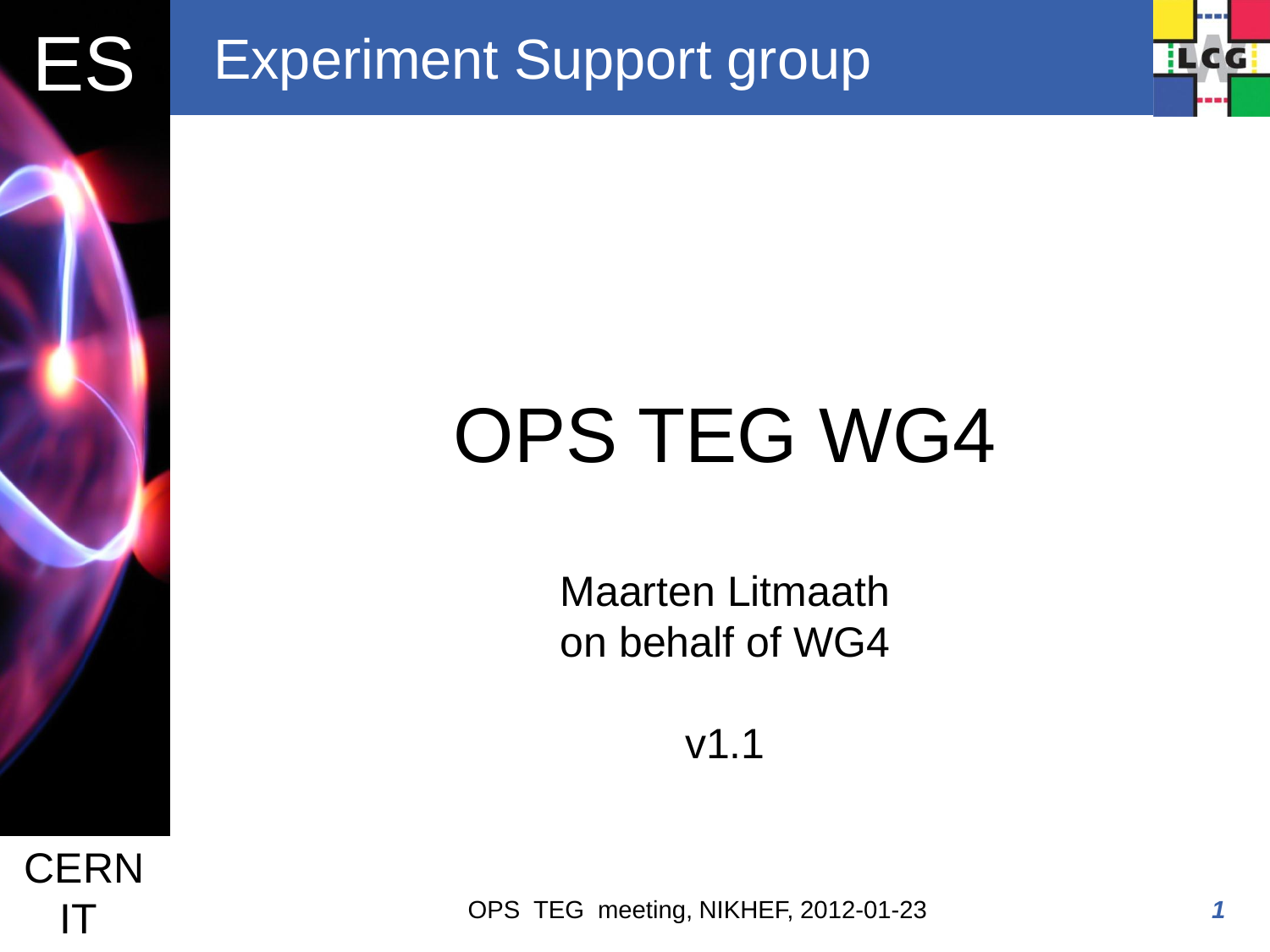# OPS TEG WG4

Maarten Litmaath
on behalf of WG4

v1.1

OPS TEG meeting, NIKHEF, 2012-01-23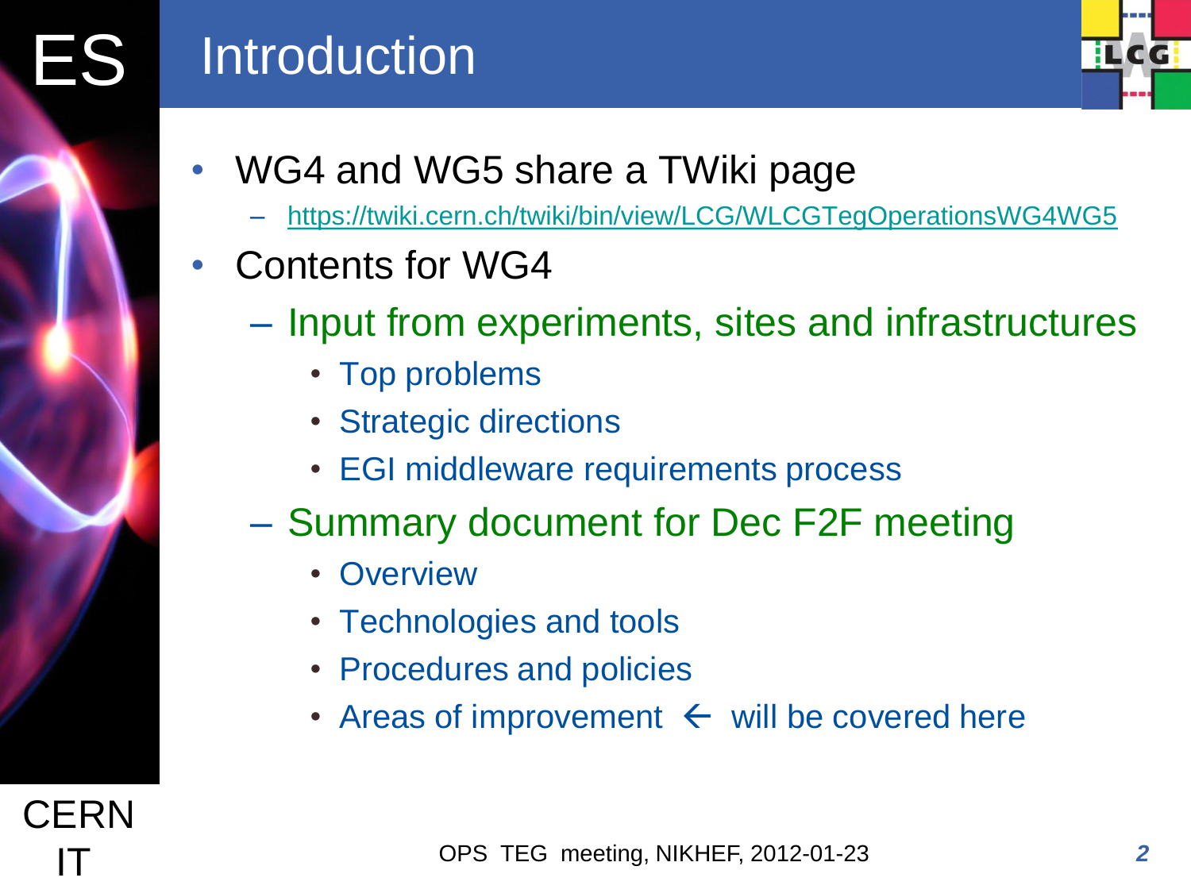# Introduction

- WG4 and WG5 share a TWiki page
  - https://twiki.cern.ch/twiki/bin/view/LCG/WLCGTegOperationsWG4WG5
- Contents for WG4
  - Input from experiments, sites and infrastructures
    - Top problems
    - Strategic directions
    - EGI middleware requirements process
  - Summary document for Dec F2F meeting
    - Overview
    - Technologies and tools
    - Procedures and policies
    - Areas of improvement ← will be covered here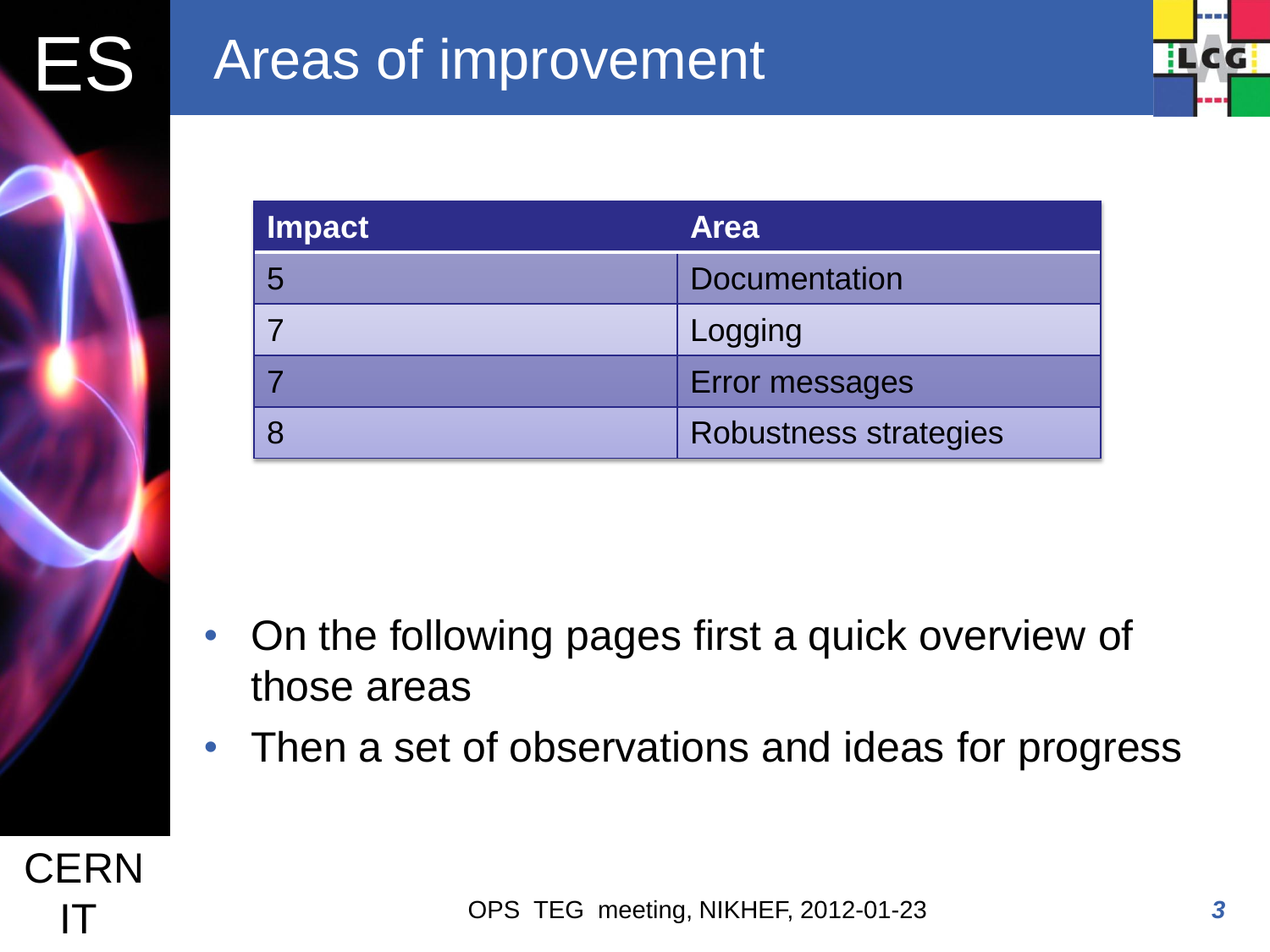# Areas of improvement

| Impact | Area |
|---|---|
| 5 | Documentation |
| 7 | Logging |
| 7 | Error messages |
| 8 | Robustness strategies |

- On the following pages first a quick overview of those areas
- Then a set of observations and ideas for progress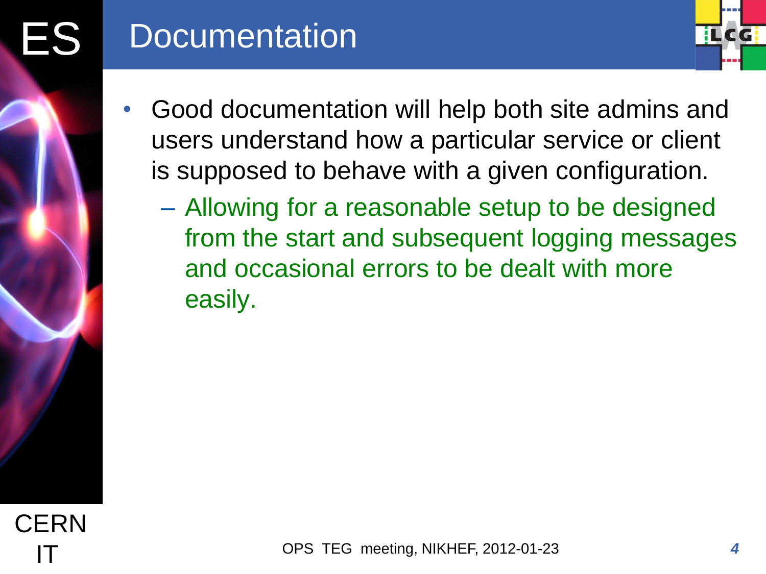# Documentation

- Good documentation will help both site admins and users understand how a particular service or client is supposed to behave with a given configuration.
  - Allowing for a reasonable setup to be designed from the start and subsequent logging messages and occasional errors to be dealt with more easily.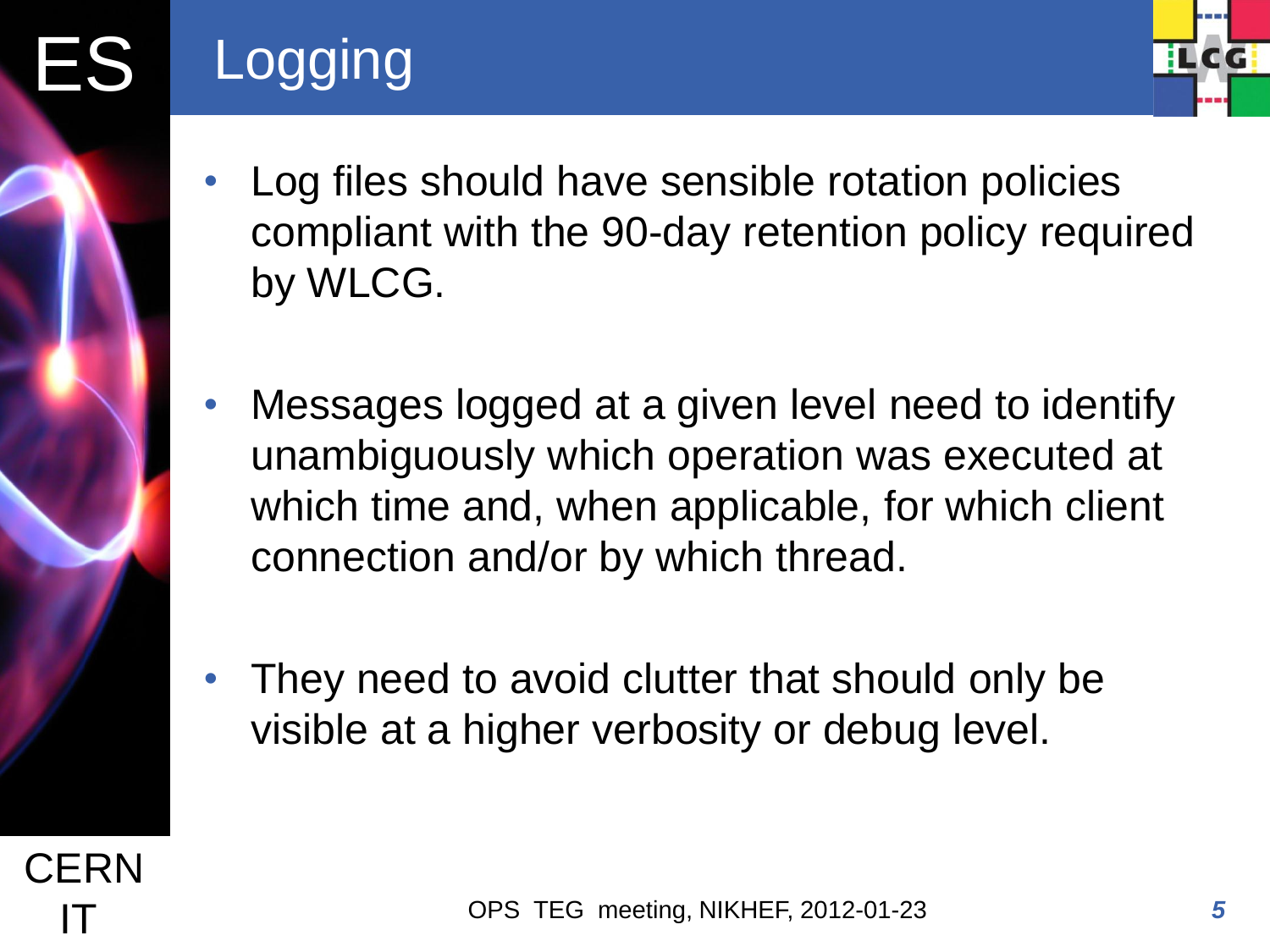# Logging

- Log files should have sensible rotation policies compliant with the 90-day retention policy required by WLCG.

- Messages logged at a given level need to identify unambiguously which operation was executed at which time and, when applicable, for which client connection and/or by which thread.

- They need to avoid clutter that should only be visible at a higher verbosity or debug level.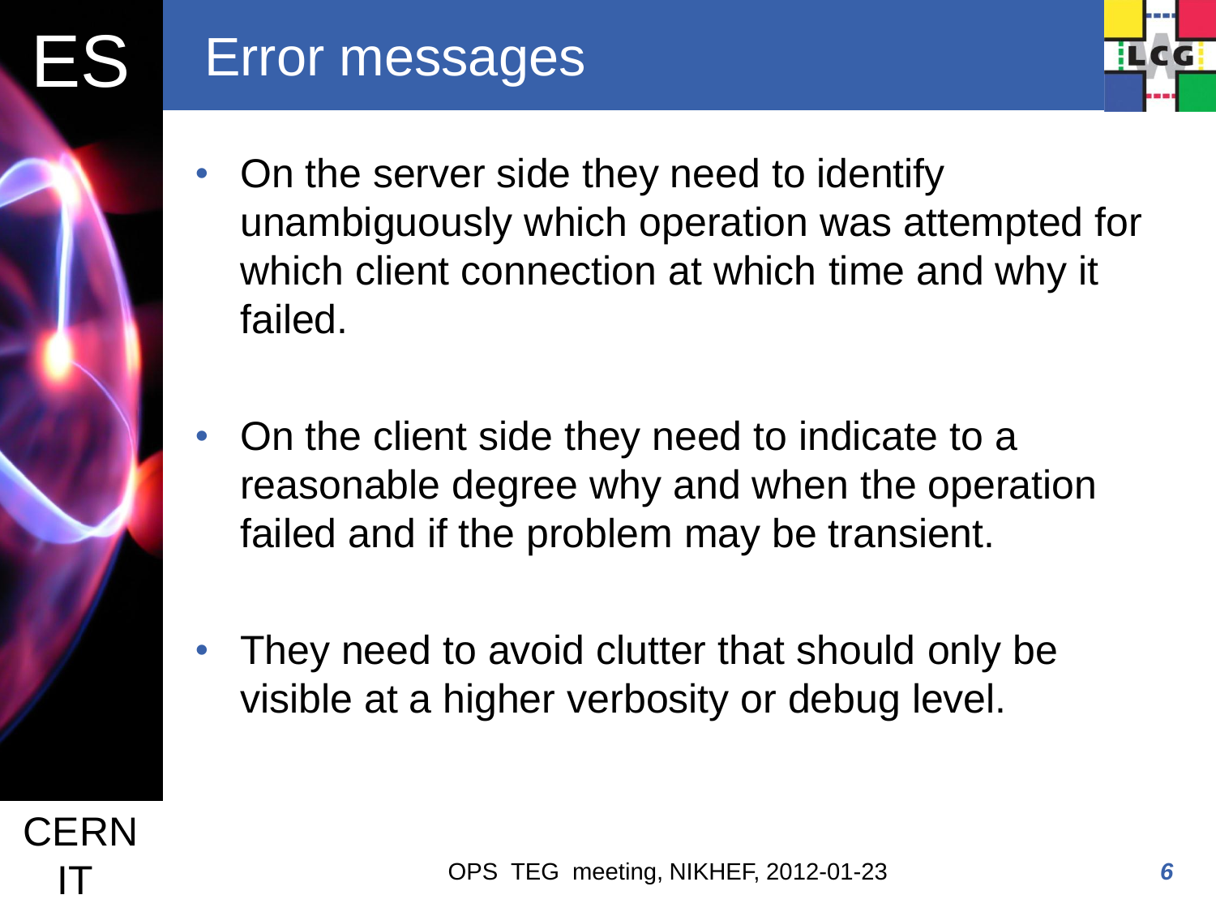# Error messages

- On the server side they need to identify unambiguously which operation was attempted for which client connection at which time and why it failed.

- On the client side they need to indicate to a reasonable degree why and when the operation failed and if the problem may be transient.

- They need to avoid clutter that should only be visible at a higher verbosity or debug level.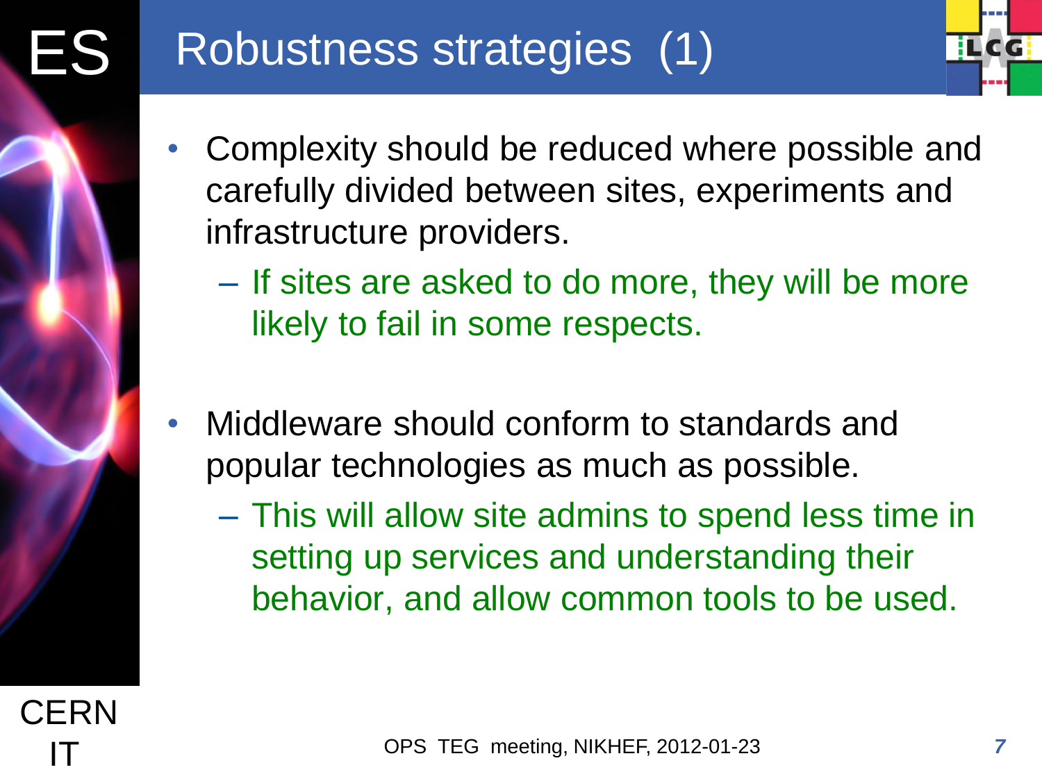# Robustness strategies (1)

- Complexity should be reduced where possible and carefully divided between sites, experiments and infrastructure providers.
  - If sites are asked to do more, they will be more likely to fail in some respects.

- Middleware should conform to standards and popular technologies as much as possible.
  - This will allow site admins to spend less time in setting up services and understanding their behavior, and allow common tools to be used.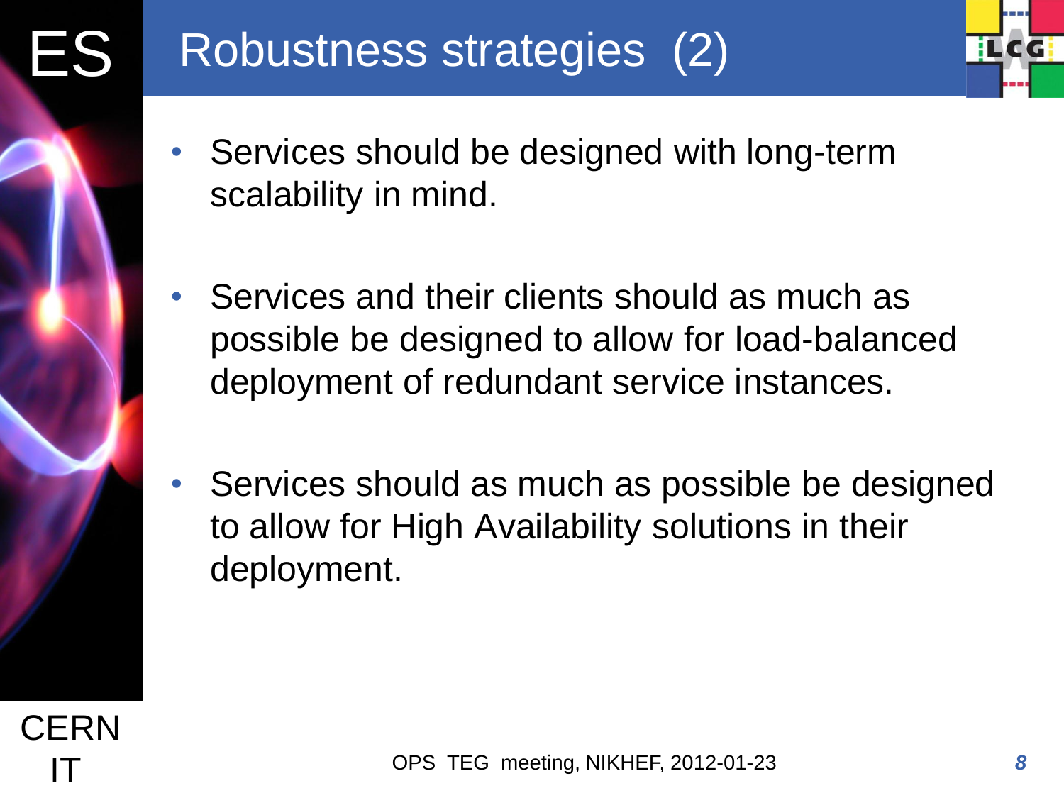# Robustness strategies (2)

- Services should be designed with long-term scalability in mind.
- Services and their clients should as much as possible be designed to allow for load-balanced deployment of redundant service instances.
- Services should as much as possible be designed to allow for High Availability solutions in their deployment.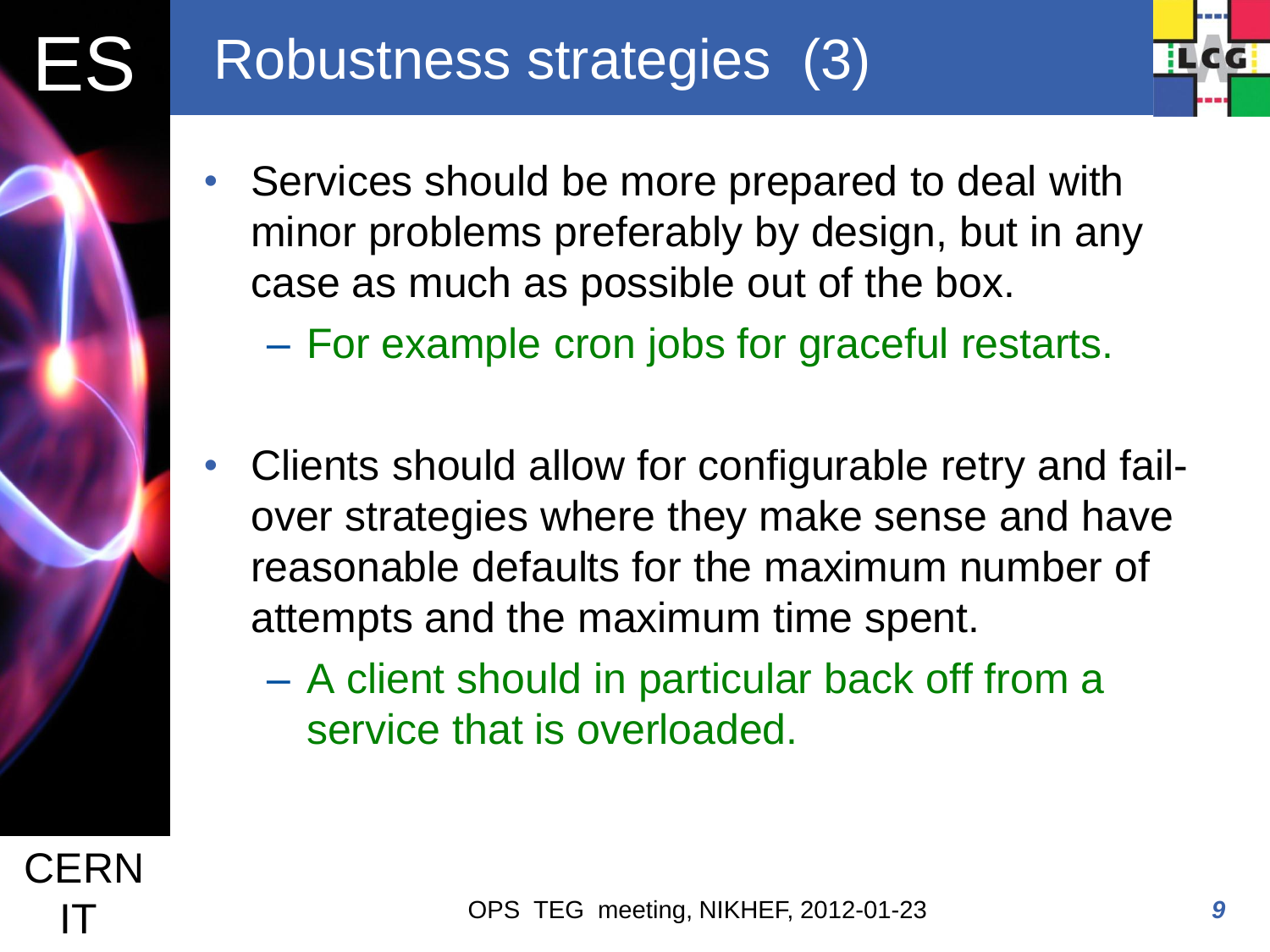# Robustness strategies (3)

- Services should be more prepared to deal with minor problems preferably by design, but in any case as much as possible out of the box.
  - For example cron jobs for graceful restarts.

- Clients should allow for configurable retry and fail-over strategies where they make sense and have reasonable defaults for the maximum number of attempts and the maximum time spent.
  - A client should in particular back off from a service that is overloaded.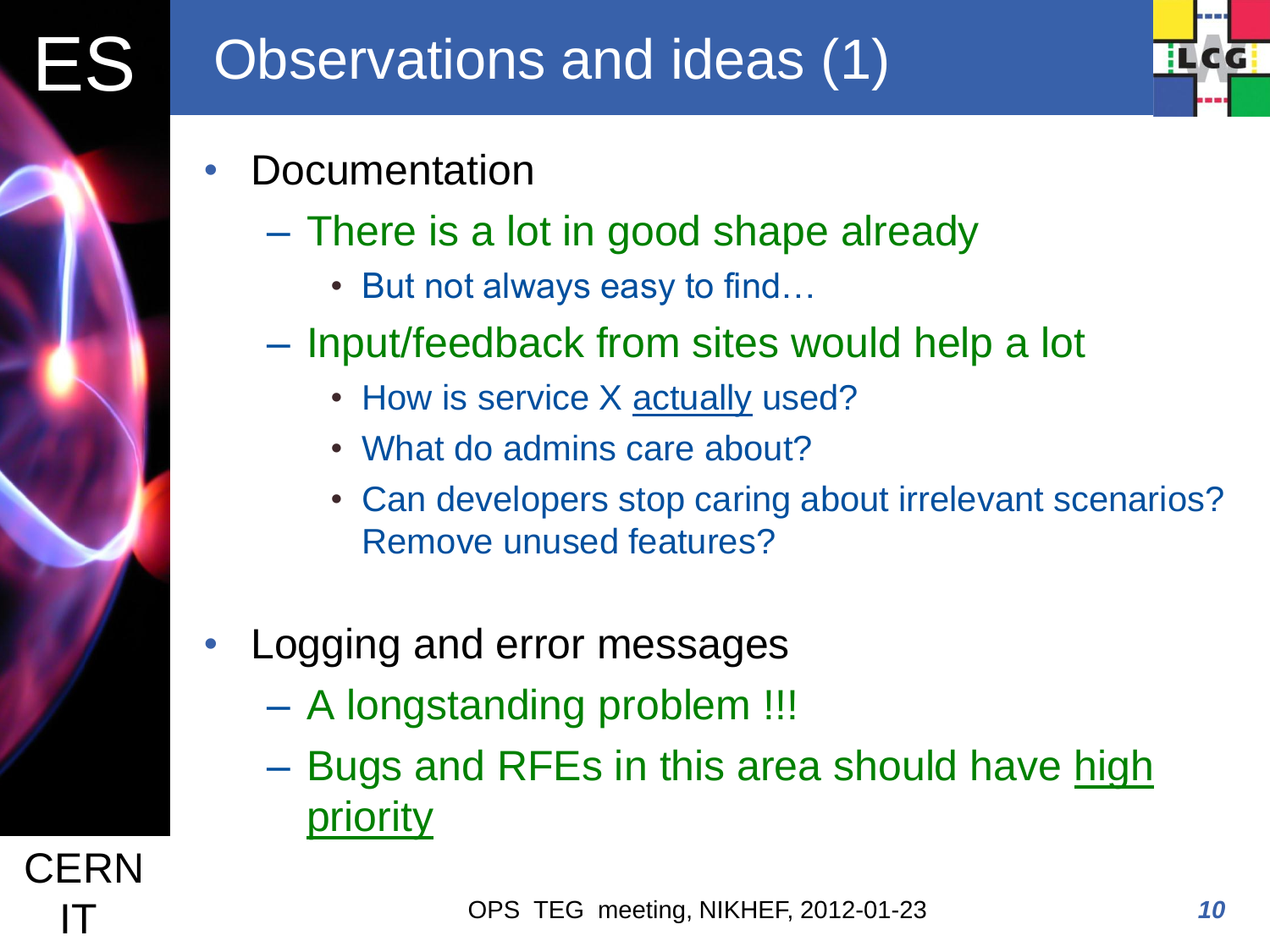# Observations and ideas (1)

- Documentation
  - There is a lot in good shape already
    - But not always easy to find…
  - Input/feedback from sites would help a lot
    - How is service X actually used?
    - What do admins care about?
    - Can developers stop caring about irrelevant scenarios? Remove unused features?

- Logging and error messages
  - A longstanding problem !!!
  - Bugs and RFEs in this area should have high priority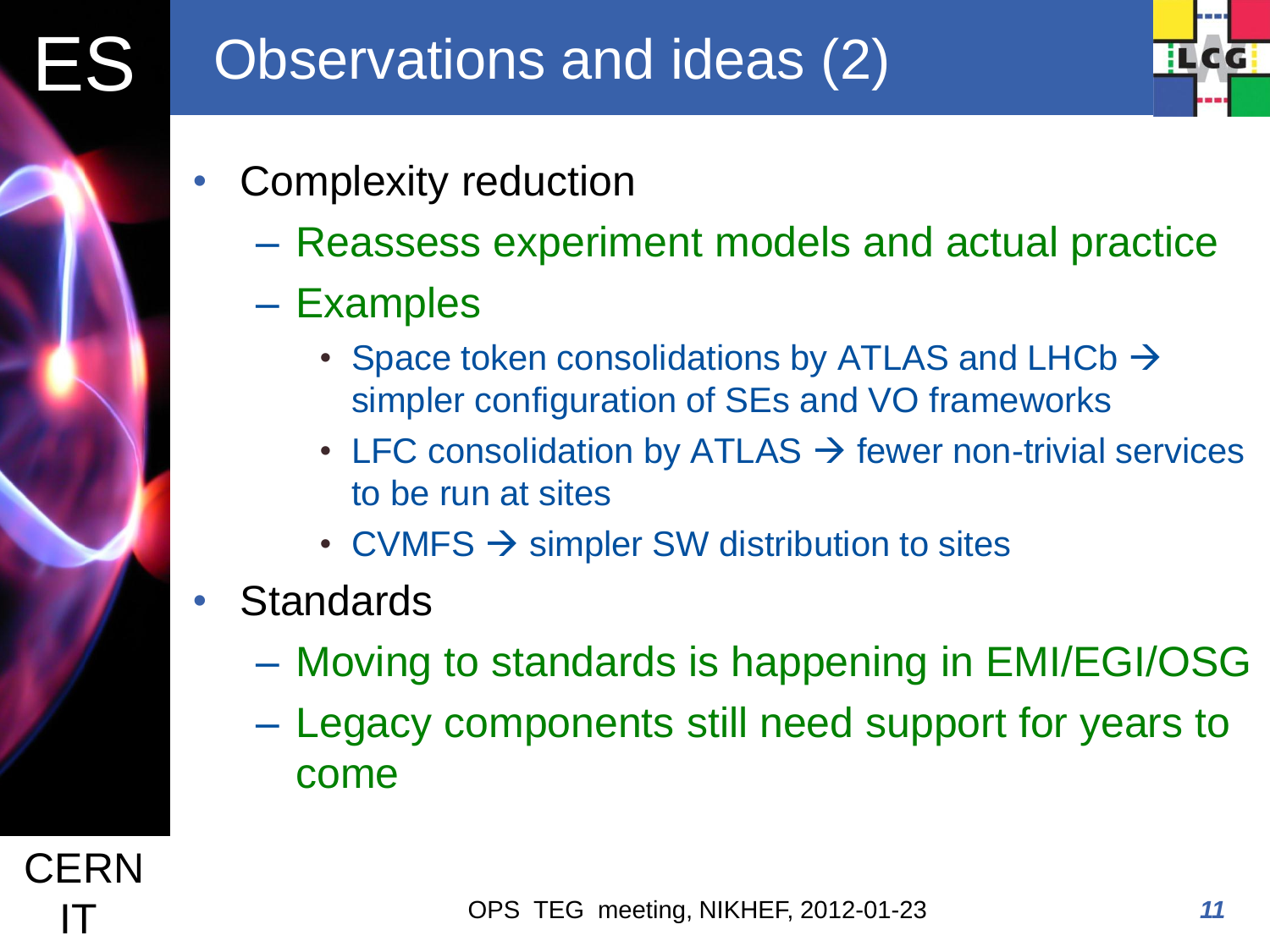# Observations and ideas (2)

- Complexity reduction
  - Reassess experiment models and actual practice
  - Examples
    - Space token consolidations by ATLAS and LHCb → simpler configuration of SEs and VO frameworks
    - LFC consolidation by ATLAS → fewer non-trivial services to be run at sites
    - CVMFS → simpler SW distribution to sites
- Standards
  - Moving to standards is happening in EMI/EGI/OSG
  - Legacy components still need support for years to come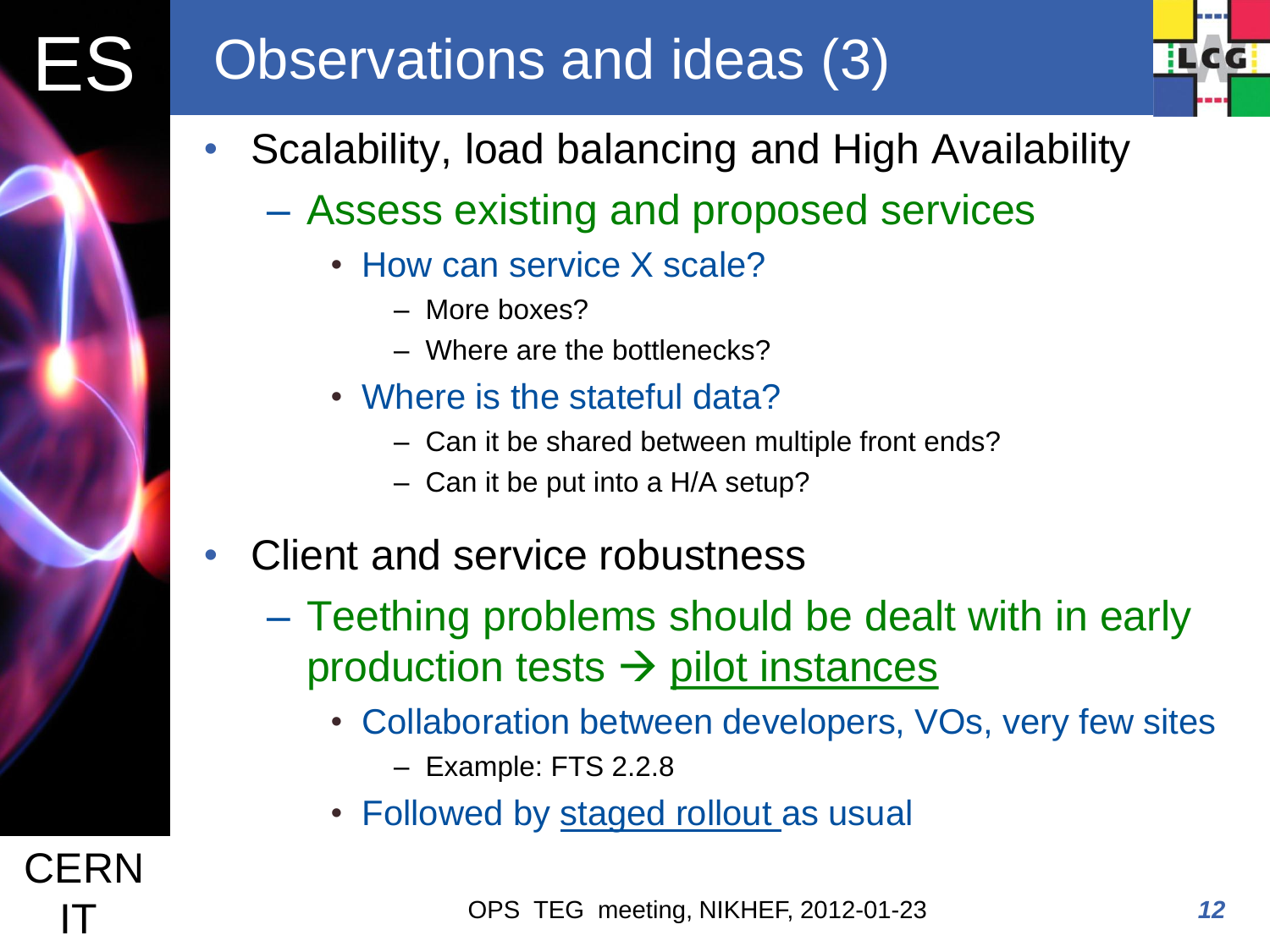# Observations and ideas (3)

- Scalability, load balancing and High Availability
  - Assess existing and proposed services
    - How can service X scale?
      - More boxes?
      - Where are the bottlenecks?
    - Where is the stateful data?
      - Can it be shared between multiple front ends?
      - Can it be put into a H/A setup?
- Client and service robustness
  - Teething problems should be dealt with in early production tests → pilot instances
    - Collaboration between developers, VOs, very few sites
      - Example: FTS 2.2.8
    - Followed by staged rollout as usual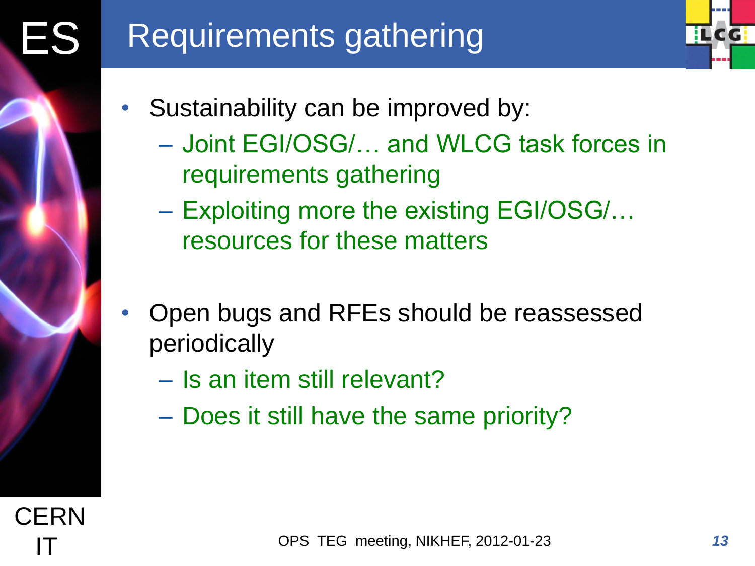# Requirements gathering

- Sustainability can be improved by:
  - Joint EGI/OSG/… and WLCG task forces in requirements gathering
  - Exploiting more the existing EGI/OSG/… resources for these matters

- Open bugs and RFEs should be reassessed periodically
  - Is an item still relevant?
  - Does it still have the same priority?